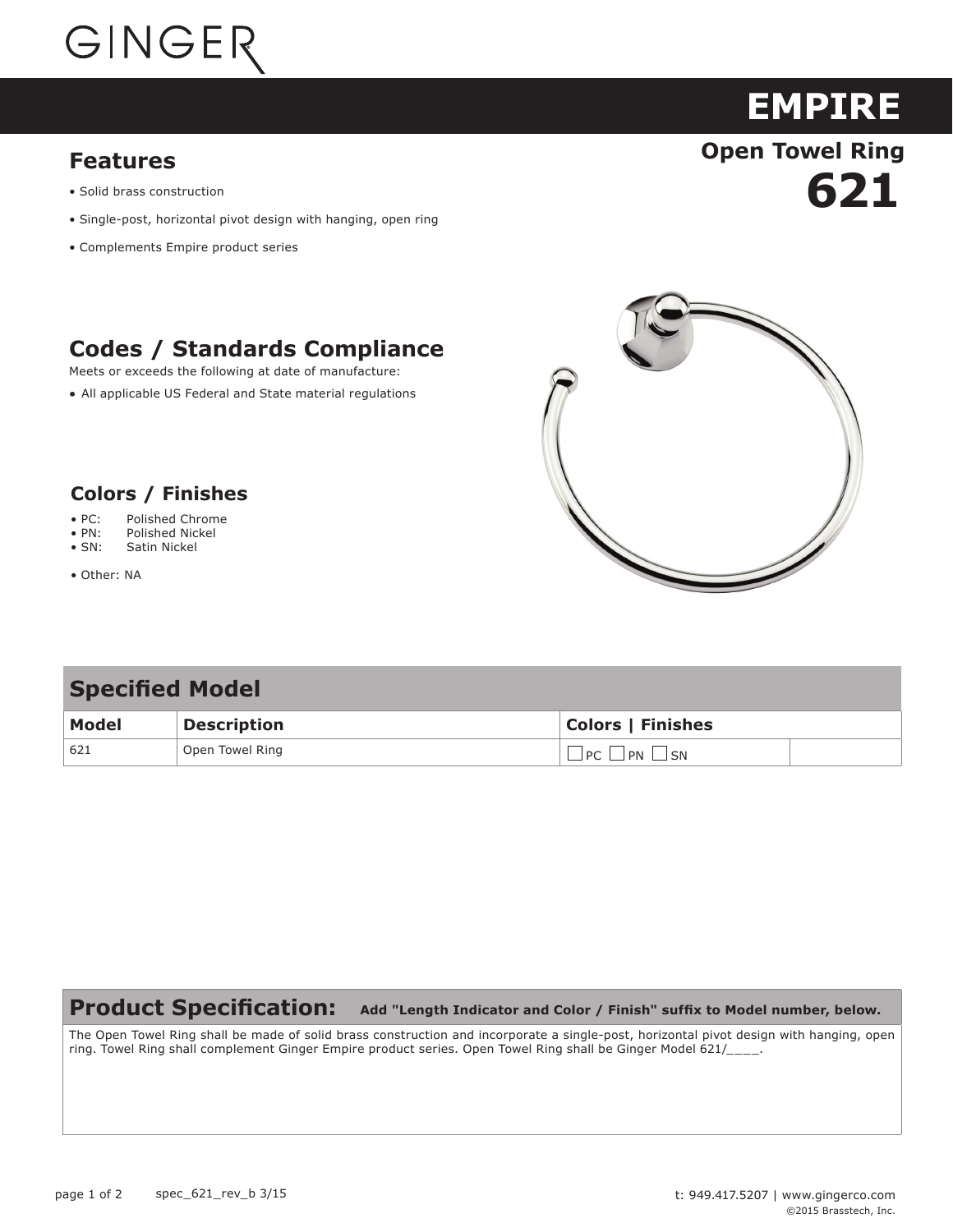GINGER

# EMPIRE

## Open Towel Ring

# 621

## Features

- Solid brass construction
- Single-post, horizontal pivot design with hanging, open ring
- Complements Empire product series

## Codes / Standards Compliance

Meets or exceeds the following at date of manufacture:

- All applicable US Federal and State material regulations

## Colors / Finishes

- PC: Polished Chrome
- PN: Polished Nickel
- SN: Satin Nickel

- Other: NA

## Specified Model

| Model | Description | Colors \| Finishes | |
|---|---|---|---|
| 621 | Open Towel Ring | ☐ PC ☐ PN ☐ SN | |

## Product Specification: **Add "Length Indicator and Color / Finish" suffix to Model number, below.**

The Open Towel Ring shall be made of solid brass construction and incorporate a single-post, horizontal pivot design with hanging, open ring. Towel Ring shall complement Ginger Empire product series. Open Towel Ring shall be Ginger Model 621/____.

spec_621_rev_b 3/15

t: 949.417.5207 | www.gingerco.com

©2015 Brasstech, Inc.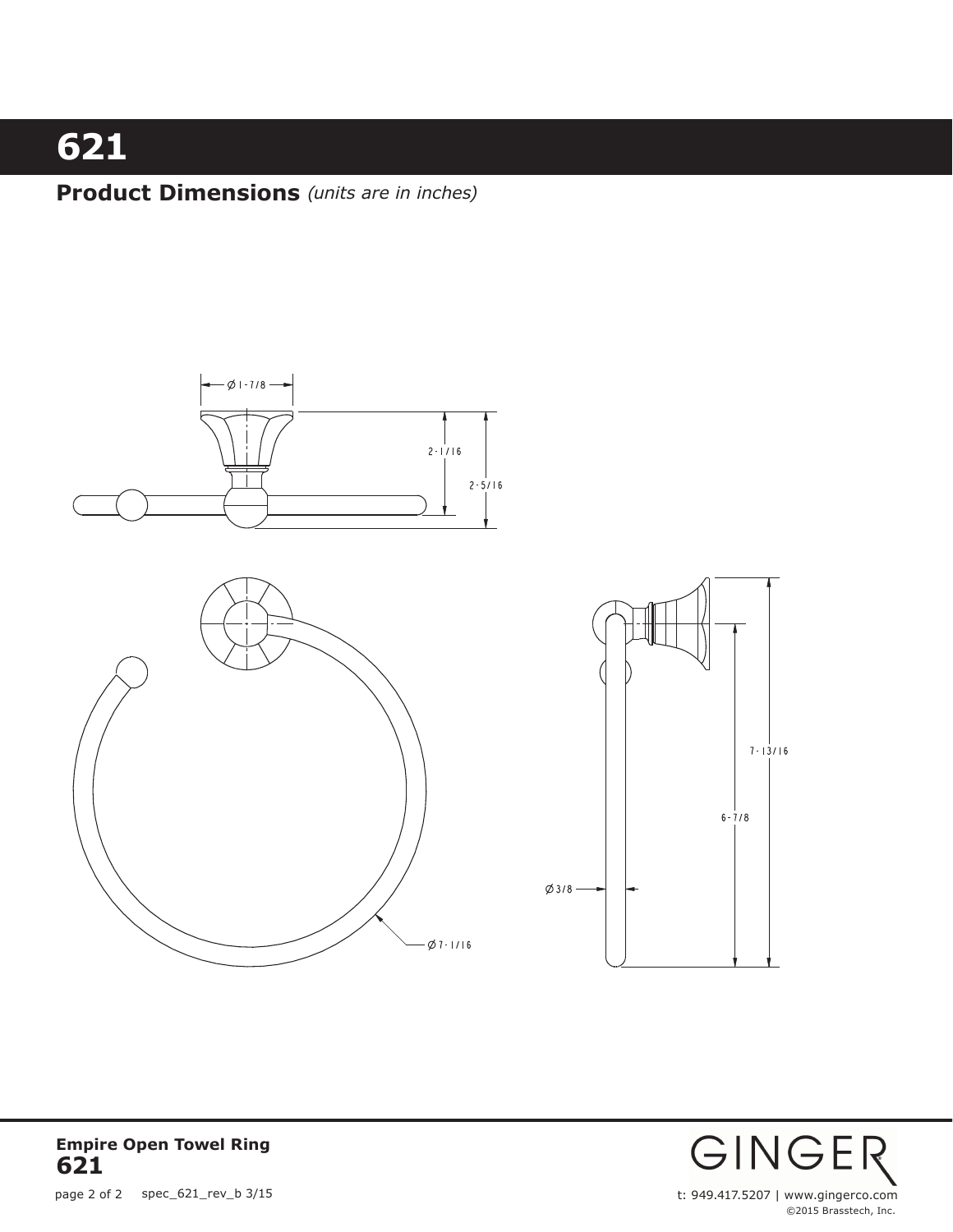# 621

## **Product Dimensions** *(units are in inches)*

Ø 1-7/8

2-1/16

2-5/16

7-13/16

6-7/8

Ø 3/8

Ø 7-1/16

**Empire Open Towel Ring**
**621**

spec_621_rev_b 3/15

GINGER

t: 949.417.5207 | www.gingerco.com
©2015 Brasstech, Inc.